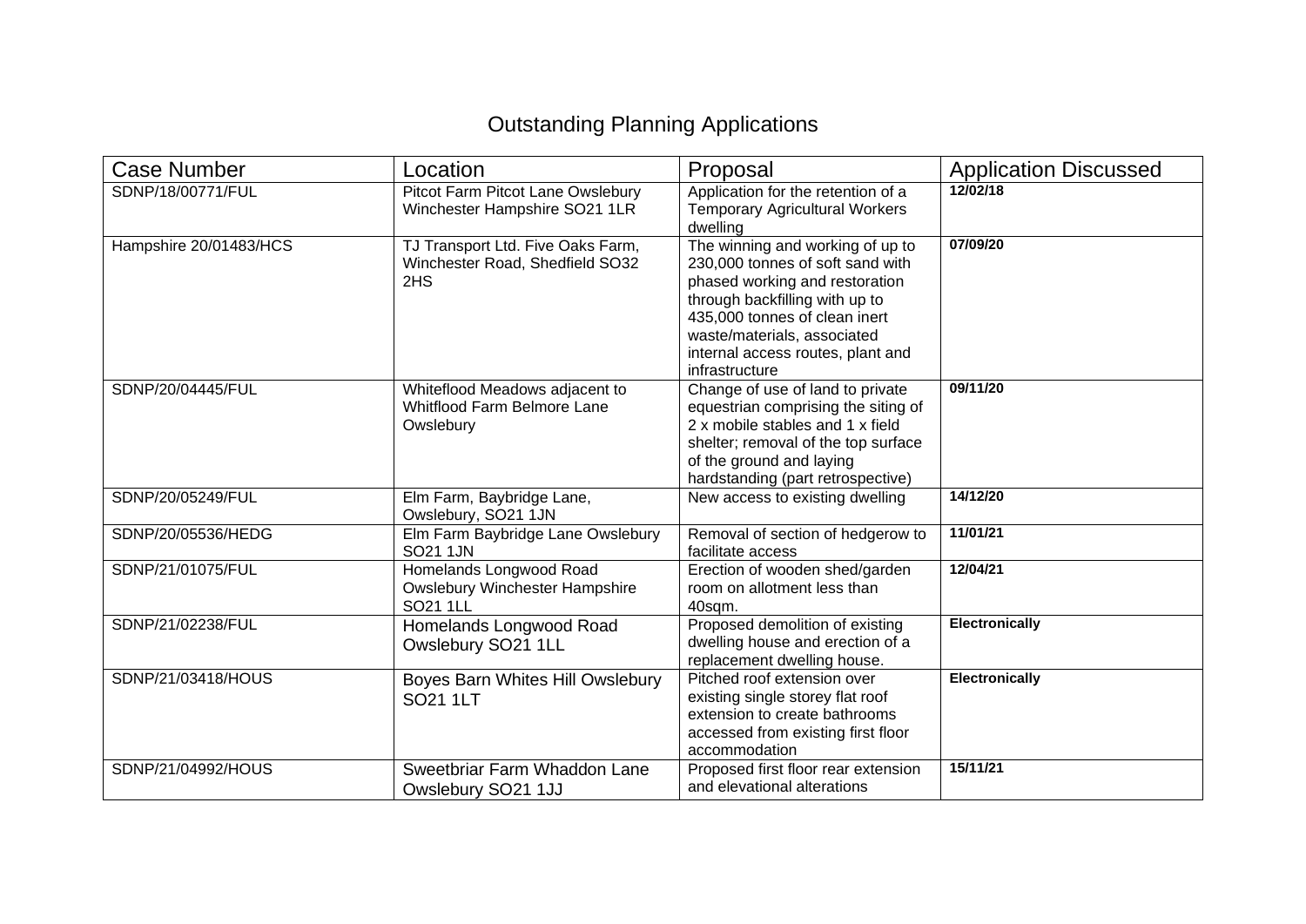# Outstanding Planning Applications

| Case Number | Location | Proposal | Application Discussed |
|---|---|---|---|
| SDNP/18/00771/FUL | Pitcot Farm Pitcot Lane Owslebury Winchester Hampshire SO21 1LR | Application for the retention of a Temporary Agricultural Workers dwelling | **12/02/18** |
| Hampshire 20/01483/HCS | TJ Transport Ltd. Five Oaks Farm, Winchester Road, Shedfield SO32 2HS | The winning and working of up to 230,000 tonnes of soft sand with phased working and restoration through backfilling with up to 435,000 tonnes of clean inert waste/materials, associated internal access routes, plant and infrastructure | **07/09/20** |
| SDNP/20/04445/FUL | Whiteflood Meadows adjacent to Whitflood Farm Belmore Lane Owslebury | Change of use of land to private equestrian comprising the siting of 2 x mobile stables and 1 x field shelter; removal of the top surface of the ground and laying hardstanding (part retrospective) | **09/11/20** |
| SDNP/20/05249/FUL | Elm Farm, Baybridge Lane, Owslebury, SO21 1JN | New access to existing dwelling | **14/12/20** |
| SDNP/20/05536/HEDG | Elm Farm Baybridge Lane Owslebury SO21 1JN | Removal of section of hedgerow to facilitate access | **11/01/21** |
| SDNP/21/01075/FUL | Homelands Longwood Road Owslebury Winchester Hampshire SO21 1LL | Erection of wooden shed/garden room on allotment less than 40sqm. | **12/04/21** |
| SDNP/21/02238/FUL | Homelands Longwood Road Owslebury SO21 1LL | Proposed demolition of existing dwelling house and erection of a replacement dwelling house. | **Electronically** |
| SDNP/21/03418/HOUS | Boyes Barn Whites Hill Owslebury SO21 1LT | Pitched roof extension over existing single storey flat roof extension to create bathrooms accessed from existing first floor accommodation | **Electronically** |
| SDNP/21/04992/HOUS | Sweetbriar Farm Whaddon Lane Owslebury SO21 1JJ | Proposed first floor rear extension and elevational alterations | **15/11/21** |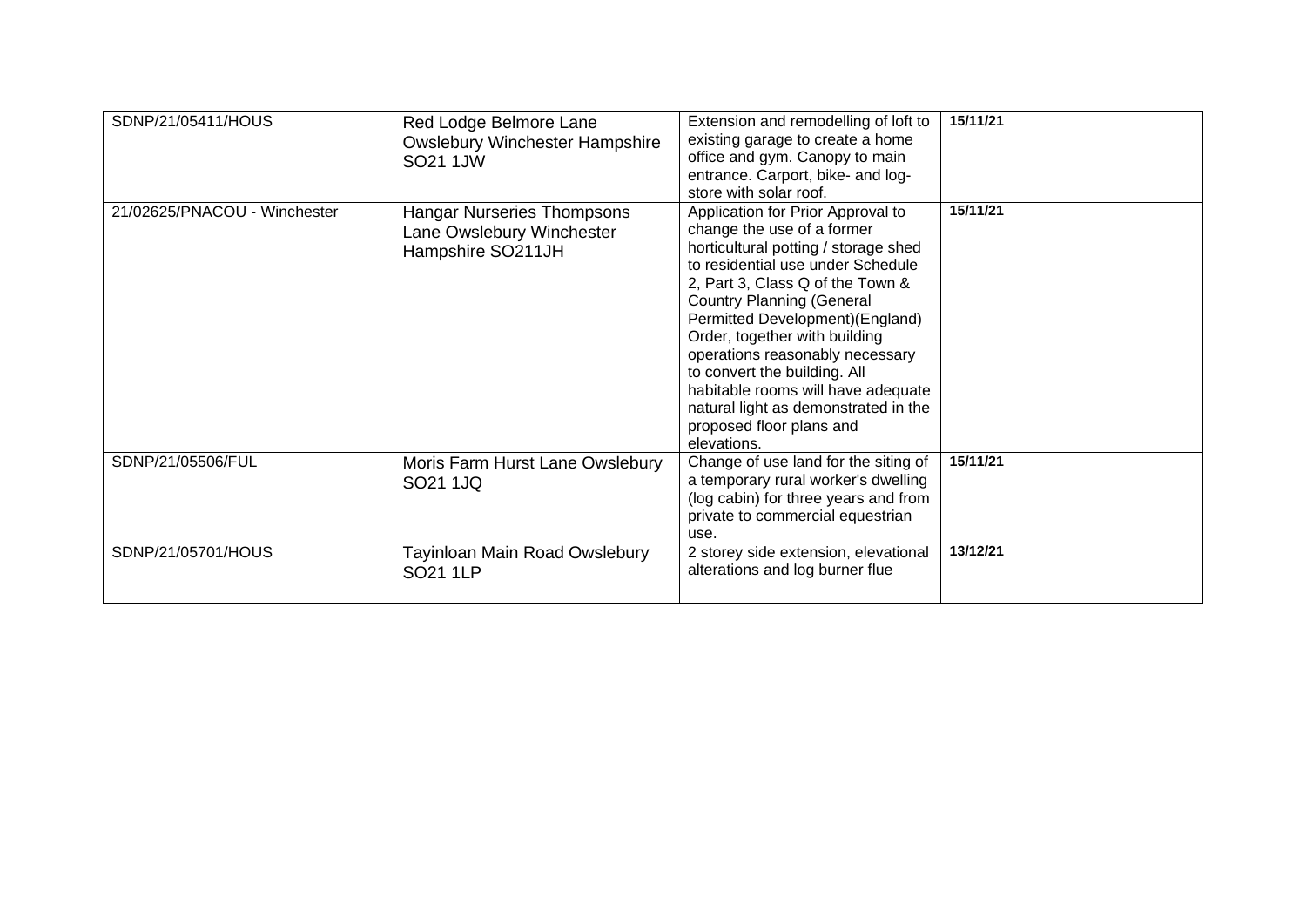| | | | |
|---|---|---|---|
| SDNP/21/05411/HOUS | Red Lodge Belmore Lane Owslebury Winchester Hampshire SO21 1JW | Extension and remodelling of loft to existing garage to create a home office and gym. Canopy to main entrance. Carport, bike- and log-store with solar roof. | **15/11/21** |
| 21/02625/PNACOU - Winchester | Hangar Nurseries Thompsons Lane Owslebury Winchester Hampshire SO211JH | Application for Prior Approval to change the use of a former horticultural potting / storage shed to residential use under Schedule 2, Part 3, Class Q of the Town & Country Planning (General Permitted Development)(England) Order, together with building operations reasonably necessary to convert the building. All habitable rooms will have adequate natural light as demonstrated in the proposed floor plans and elevations. | **15/11/21** |
| SDNP/21/05506/FUL | Moris Farm Hurst Lane Owslebury SO21 1JQ | Change of use land for the siting of a temporary rural worker's dwelling (log cabin) for three years and from private to commercial equestrian use. | **15/11/21** |
| SDNP/21/05701/HOUS | Tayinloan Main Road Owslebury SO21 1LP | 2 storey side extension, elevational alterations and log burner flue | **13/12/21** |
| | | | |